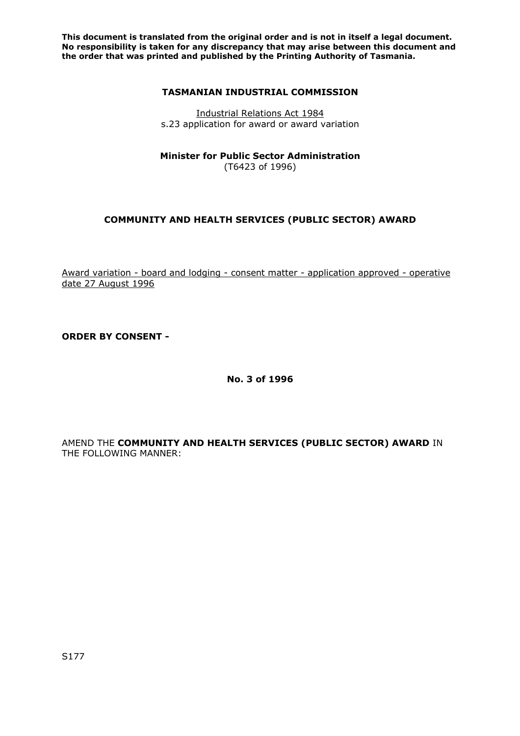**This document is translated from the original order and is not in itself a legal document. No responsibility is taken for any discrepancy that may arise between this document and the order that was printed and published by the Printing Authority of Tasmania.**

**TASMANIAN INDUSTRIAL COMMISSION**

Industrial Relations Act 1984
s.23 application for award or award variation

**Minister for Public Sector Administration**
(T6423 of 1996)

**COMMUNITY AND HEALTH SERVICES (PUBLIC SECTOR) AWARD**

Award variation - board and lodging - consent matter - application approved - operative date 27 August 1996

**ORDER BY CONSENT -**

**No. 3 of 1996**

AMEND THE **COMMUNITY AND HEALTH SERVICES (PUBLIC SECTOR) AWARD** IN THE FOLLOWING MANNER:

S177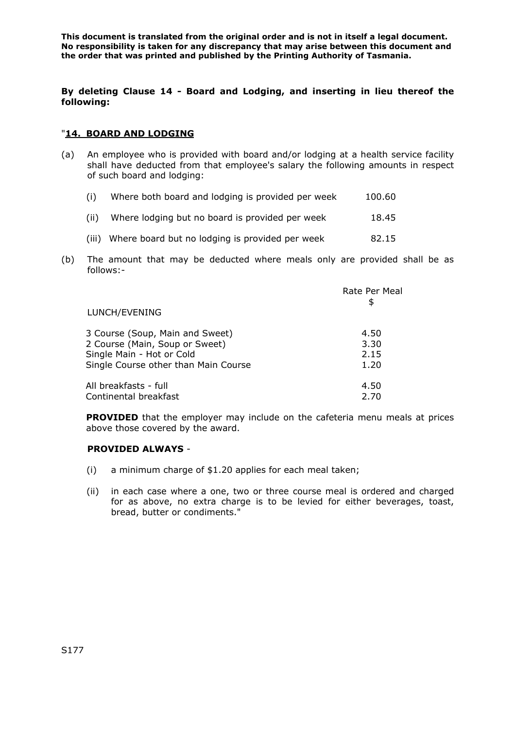**This document is translated from the original order and is not in itself a legal document. No responsibility is taken for any discrepancy that may arise between this document and the order that was printed and published by the Printing Authority of Tasmania.**

**By deleting Clause 14 - Board and Lodging, and inserting in lieu thereof the following:**

"**14. BOARD AND LODGING**

(a) An employee who is provided with board and/or lodging at a health service facility shall have deducted from that employee's salary the following amounts in respect of such board and lodging:

| | | |
|---|---|---|
| (i) | Where both board and lodging is provided per week | 100.60 |
| (ii) | Where lodging but no board is provided per week | 18.45 |
| (iii) | Where board but no lodging is provided per week | 82.15 |

(b) The amount that may be deducted where meals only are provided shall be as follows:-

| | Rate Per Meal $ |
|---|---|
| LUNCH/EVENING | |
| 3 Course (Soup, Main and Sweet) | 4.50 |
| 2 Course (Main, Soup or Sweet) | 3.30 |
| Single Main - Hot or Cold | 2.15 |
| Single Course other than Main Course | 1.20 |
| All breakfasts - full | 4.50 |
| Continental breakfast | 2.70 |

**PROVIDED** that the employer may include on the cafeteria menu meals at prices above those covered by the award.

**PROVIDED ALWAYS** -

(i) a minimum charge of $1.20 applies for each meal taken;

(ii) in each case where a one, two or three course meal is ordered and charged for as above, no extra charge is to be levied for either beverages, toast, bread, butter or condiments."

S177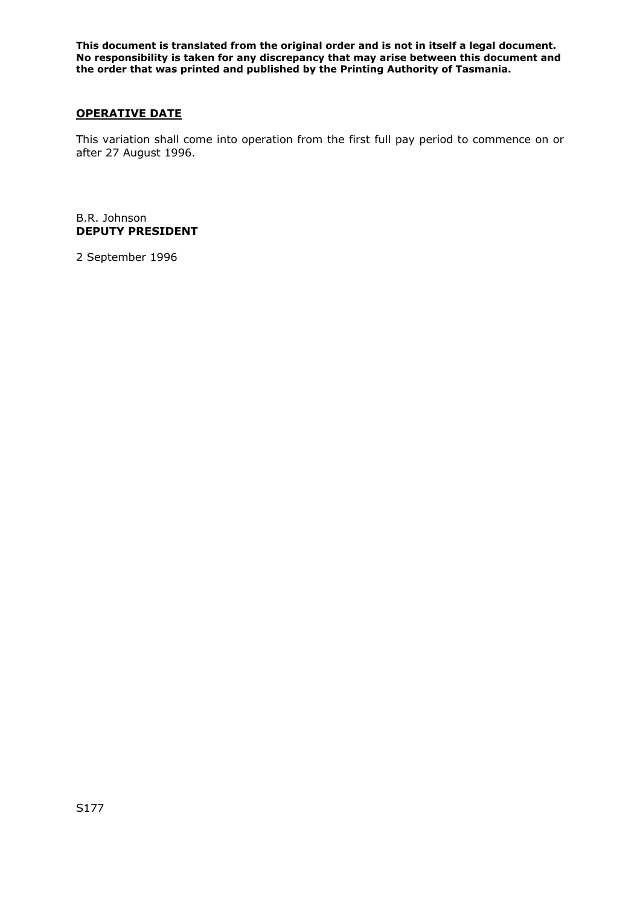**This document is translated from the original order and is not in itself a legal document. No responsibility is taken for any discrepancy that may arise between this document and the order that was printed and published by the Printing Authority of Tasmania.**

## OPERATIVE DATE

This variation shall come into operation from the first full pay period to commence on or after 27 August 1996.

B.R. Johnson
**DEPUTY PRESIDENT**

2 September 1996

S177